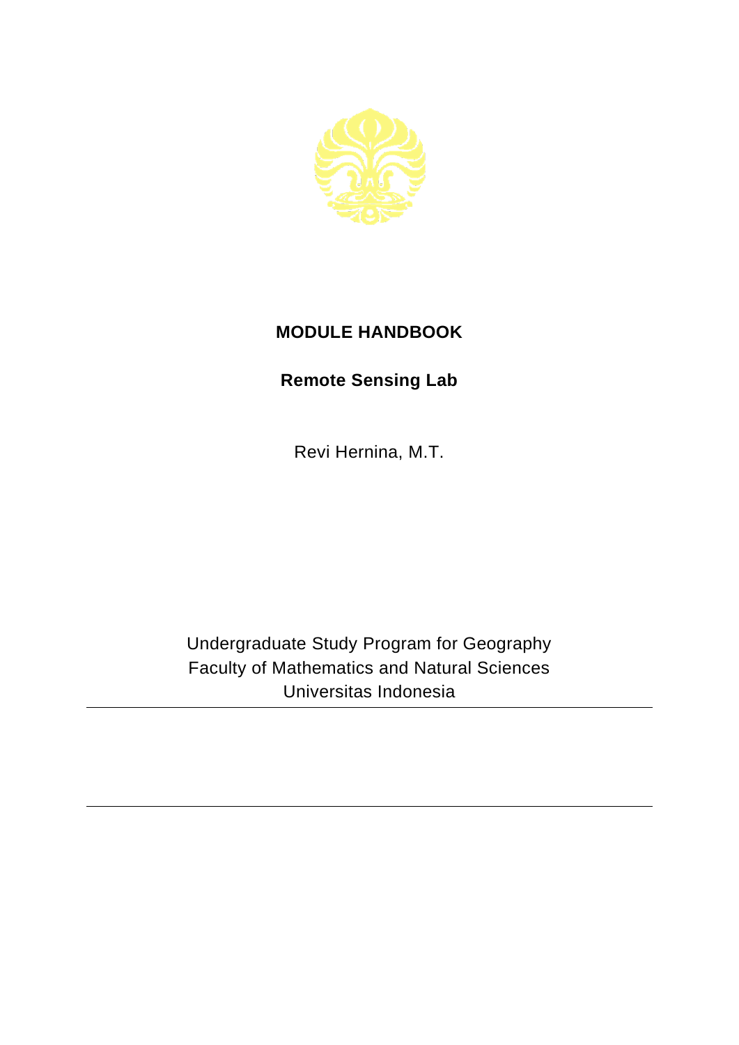# MODULE HANDBOOK

## Remote Sensing Lab

Revi Hernina, M.T.

Undergraduate Study Program for Geography
Faculty of Mathematics and Natural Sciences
Universitas Indonesia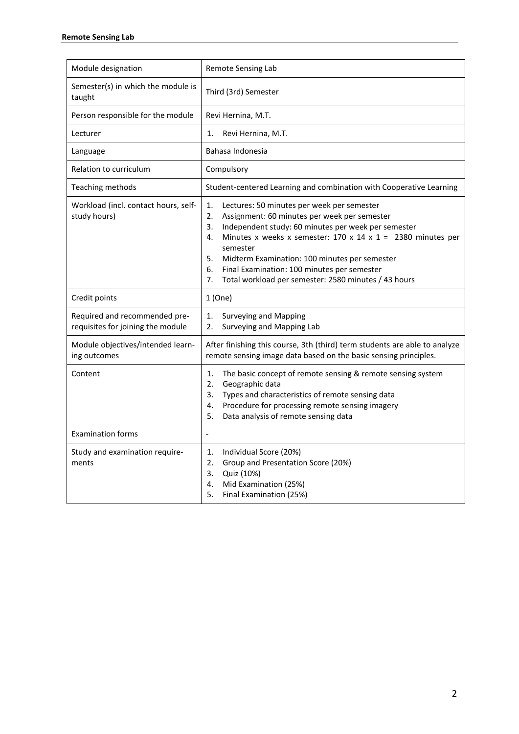| Module designation | Remote Sensing Lab |
|---|---|
| Semester(s) in which the module is taught | Third (3rd) Semester |
| Person responsible for the module | Revi Hernina, M.T. |
| Lecturer | 1. Revi Hernina, M.T. |
| Language | Bahasa Indonesia |
| Relation to curriculum | Compulsory |
| Teaching methods | Student-centered Learning and combination with Cooperative Learning |
| Workload (incl. contact hours, self-study hours) | 1. Lectures: 50 minutes per week per semester<br>2. Assignment: 60 minutes per week per semester<br>3. Independent study: 60 minutes per week per semester<br>4. Minutes x weeks x semester: 170 x 14 x 1 = 2380 minutes per semester<br>5. Midterm Examination: 100 minutes per semester<br>6. Final Examination: 100 minutes per semester<br>7. Total workload per semester: 2580 minutes / 43 hours |
| Credit points | 1 (One) |
| Required and recommended pre-requisites for joining the module | 1. Surveying and Mapping<br>2. Surveying and Mapping Lab |
| Module objectives/intended learning outcomes | After finishing this course, 3th (third) term students are able to analyze remote sensing image data based on the basic sensing principles. |
| Content | 1. The basic concept of remote sensing & remote sensing system<br>2. Geographic data<br>3. Types and characteristics of remote sensing data<br>4. Procedure for processing remote sensing imagery<br>5. Data analysis of remote sensing data |
| Examination forms | - |
| Study and examination requirements | 1. Individual Score (20%)<br>2. Group and Presentation Score (20%)<br>3. Quiz (10%)<br>4. Mid Examination (25%)<br>5. Final Examination (25%) |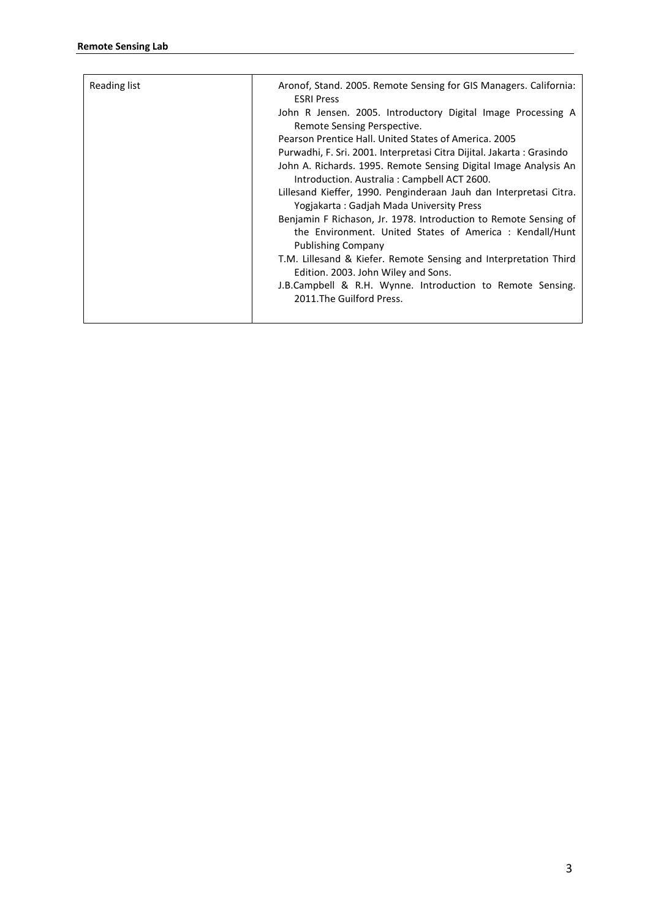| | |
|---|---|
| Reading list | Aronof, Stand. 2005. Remote Sensing for GIS Managers. California: ESRI Press<br>John R Jensen. 2005. Introductory Digital Image Processing A Remote Sensing Perspective.<br>Pearson Prentice Hall. United States of America. 2005<br>Purwadhi, F. Sri. 2001. Interpretasi Citra Dijital. Jakarta : Grasindo<br>John A. Richards. 1995. Remote Sensing Digital Image Analysis An Introduction. Australia : Campbell ACT 2600.<br>Lillesand Kieffer, 1990. Penginderaan Jauh dan Interpretasi Citra. Yogjakarta : Gadjah Mada University Press<br>Benjamin F Richason, Jr. 1978. Introduction to Remote Sensing of the Environment. United States of America : Kendall/Hunt Publishing Company<br>T.M. Lillesand & Kiefer. Remote Sensing and Interpretation Third Edition. 2003. John Wiley and Sons.<br>J.B.Campbell & R.H. Wynne. Introduction to Remote Sensing. 2011.The Guilford Press. |